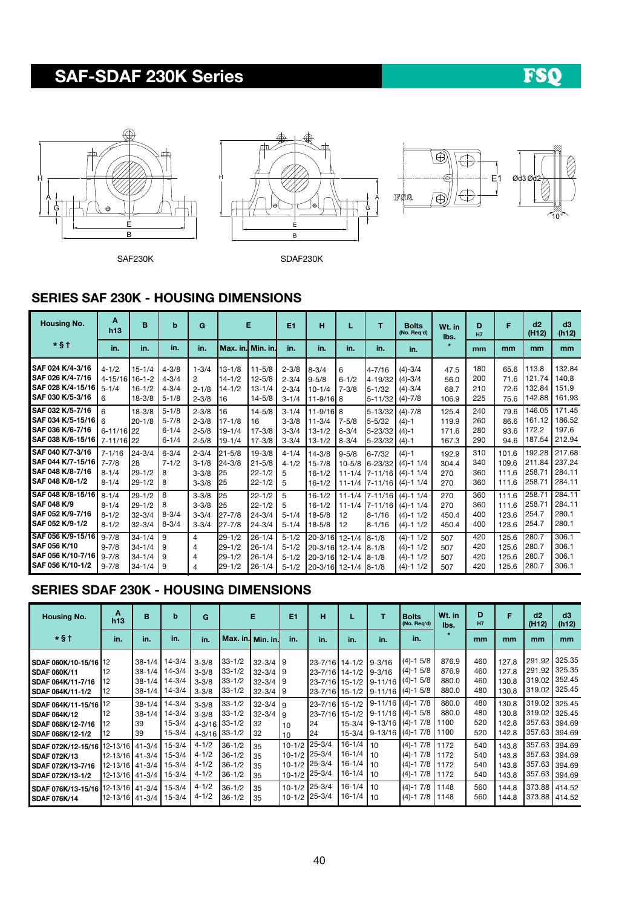# SAF-SDAF 230K Series

FSQ

SAF230K

SDAF230K

## SERIES SAF 230K - HOUSING DIMENSIONS

| Housing No. | A h13 | B | b | G | E | | E1 | H | L | T | Bolts (No. Req'd) | Wt. in lbs. | D H7 | F | d2 (H12) | d3 (h12) |
|---|---|---|---|---|---|---|---|---|---|---|---|---|---|---|---|---|
| * § † | in. | in. | in. | in. | Max. in. | Min. in. | in. | in. | in. | in. | in. | * | mm | mm | mm | mm |
| SAF 024 K/4-3/16 | 4-1/2 | 15-1/4 | 4-3/8 | 1-3/4 | 13-1/8 | 11-5/8 | 2-3/8 | 8-3/4 | 6 | 4-7/16 | (4)-3/4 | 47.5 | 180 | 65.6 | 113.8 | 132.84 |
| SAF 026 K/4-7/16 | 4-15/16 | 16-1-2 | 4-3/4 | 2 | 14-1/2 | 12-5/8 | 2-3/4 | 9-5/8 | 6-1/2 | 4-19/32 | (4)-3/4 | 56.0 | 200 | 71.6 | 121.74 | 140.8 |
| SAF 028 K/4-15/16 | 5-1/4 | 16-1/2 | 4-3/4 | 2-1/8 | 14-1/2 | 13-1/4 | 2-3/4 | 10-1/4 | 7-3/8 | 5-1/32 | (4)-3/4 | 68.7 | 210 | 72.6 | 132.84 | 151.9 |
| SAF 030 K/5-3/16 | 6 | 18-3/8 | 5-1/8 | 2-3/8 | 16 | 14-5/8 | 3-1/4 | 11-9/16 | 8 | 5-11/32 | (4)-7/8 | 106.9 | 225 | 75.6 | 142.88 | 161.93 |
| SAF 032 K/5-7/16 | 6 | 18-3/8 | 5-1/8 | 2-3/8 | 16 | 14-5/8 | 3-1/4 | 11-9/16 | 8 | 5-13/32 | (4)-7/8 | 125.4 | 240 | 79.6 | 146.05 | 171.45 |
| SAF 034 K/5-15/16 | 6 | 20-1/8 | 5-7/8 | 2-3/8 | 17-1/8 | 16 | 3-3/8 | 11-3/4 | 7-5/8 | 5-5/32 | (4)-1 | 119.9 | 260 | 86.6 | 161.12 | 186.52 |
| SAF 036 K/6-7/16 | 6-11/16 | 22 | 6-1/4 | 2-5/8 | 19-1/4 | 17-3/8 | 3-3/4 | 13-1/2 | 8-3/4 | 5-23/32 | (4)-1 | 171.6 | 280 | 93.6 | 172.2 | 197.6 |
| SAF 038 K/6-15/16 | 7-11/16 | 22 | 6-1/4 | 2-5/8 | 19-1/4 | 17-3/8 | 3-3/4 | 13-1/2 | 8-3/4 | 5-23/32 | (4)-1 | 167.3 | 290 | 94.6 | 187.54 | 212.94 |
| SAF 040 K/7-3/16 | 7-1/16 | 24-3/4 | 6-3/4 | 2-3/4 | 21-5/8 | 19-3/8 | 4-1/4 | 14-3/8 | 9-5/8 | 6-7/32 | (4)-1 | 192.9 | 310 | 101.6 | 192.28 | 217.68 |
| SAF 044 K/7-15/16 | 7-7/8 | 28 | 7-1/2 | 3-1/8 | 24-3/8 | 21-5/8 | 4-1/2 | 15-7/8 | 10-5/8 | 6-23/32 | (4)-1 1/4 | 304.4 | 340 | 109.6 | 211.84 | 237.24 |
| SAF 048 K/8-7/16 | 8-1/4 | 29-1/2 | 8 | 3-3/8 | 25 | 22-1/2 | 5 | 16-1/2 | 11-1/4 | 7-11/16 | (4)-1 1/4 | 270 | 360 | 111.6 | 258.71 | 284.11 |
| SAF 048 K/8-1/2 | 8-1/4 | 29-1/2 | 8 | 3-3/8 | 25 | 22-1/2 | 5 | 16-1/2 | 11-1/4 | 7-11/16 | (4)-1 1/4 | 270 | 360 | 111.6 | 258.71 | 284.11 |
| SAF 048 K/8-15/16 | 8-1/4 | 29-1/2 | 8 | 3-3/8 | 25 | 22-1/2 | 5 | 16-1/2 | 11-1/4 | 7-11/16 | (4)-1 1/4 | 270 | 360 | 111.6 | 258.71 | 284.11 |
| SAF 048 K/9 | 8-1/4 | 29-1/2 | 8 | 3-3/8 | 25 | 22-1/2 | 5 | 16-1/2 | 11-1/4 | 7-11/16 | (4)-1 1/4 | 270 | 360 | 111.6 | 258.71 | 284.11 |
| SAF 052 K/9-7/16 | 8-1/2 | 32-3/4 | 8-3/4 | 3-3/4 | 27-7/8 | 24-3/4 | 5-1/4 | 18-5/8 | 12 | 8-1/16 | (4)-1 1/2 | 450.4 | 400 | 123.6 | 254.7 | 280.1 |
| SAF 052 K/9-1/2 | 8-1/2 | 32-3/4 | 8-3/4 | 3-3/4 | 27-7/8 | 24-3/4 | 5-1/4 | 18-5/8 | 12 | 8-1/16 | (4)-1 1/2 | 450.4 | 400 | 123.6 | 254.7 | 280.1 |
| SAF 056 K/9-15/16 | 9-7/8 | 34-1/4 | 9 | 4 | 29-1/2 | 26-1/4 | 5-1/2 | 20-3/16 | 12-1/4 | 8-1/8 | (4)-1 1/2 | 507 | 420 | 125.6 | 280.7 | 306.1 |
| SAF 056 K/10 | 9-7/8 | 34-1/4 | 9 | 4 | 29-1/2 | 26-1/4 | 5-1/2 | 20-3/16 | 12-1/4 | 8-1/8 | (4)-1 1/2 | 507 | 420 | 125.6 | 280.7 | 306.1 |
| SAF 056 K/10-7/16 | 9-7/8 | 34-1/4 | 9 | 4 | 29-1/2 | 26-1/4 | 5-1/2 | 20-3/16 | 12-1/4 | 8-1/8 | (4)-1 1/2 | 507 | 420 | 125.6 | 280.7 | 306.1 |
| SAF 056 K/10-1/2 | 9-7/8 | 34-1/4 | 9 | 4 | 29-1/2 | 26-1/4 | 5-1/2 | 20-3/16 | 12-1/4 | 8-1/8 | (4)-1 1/2 | 507 | 420 | 125.6 | 280.7 | 306.1 |

## SERIES SDAF 230K - HOUSING DIMENSIONS

| Housing No. | A h13 | B | b | G | E | | E1 | H | L | T | Bolts (No. Req'd) | Wt. in lbs. | D H7 | F | d2 (H12) | d3 (h12) |
|---|---|---|---|---|---|---|---|---|---|---|---|---|---|---|---|---|
| * § † | in. | in. | in. | in. | Max. in. | Min. in. | in. | in. | in. | in. | in. | * | mm | mm | mm | mm |
| SDAF 060K/10-15/16 | 12 | 38-1/4 | 14-3/4 | 3-3/8 | 33-1/2 | 32-3/4 | 9 | 23-7/16 | 14-1/2 | 9-3/16 | (4)-1 5/8 | 876.9 | 460 | 127.8 | 291.92 | 325.35 |
| SDAF 060K/11 | 12 | 38-1/4 | 14-3/4 | 3-3/8 | 33-1/2 | 32-3/4 | 9 | 23-7/16 | 14-1/2 | 9-3/16 | (4)-1 5/8 | 876.9 | 460 | 127.8 | 291.92 | 325.35 |
| SDAF 064K/11-7/16 | 12 | 38-1/4 | 14-3/4 | 3-3/8 | 33-1/2 | 32-3/4 | 9 | 23-7/16 | 15-1/2 | 9-11/16 | (4)-1 5/8 | 880.0 | 460 | 130.8 | 319.02 | 352.45 |
| SDAF 064K/11-1/2 | 12 | 38-1/4 | 14-3/4 | 3-3/8 | 33-1/2 | 32-3/4 | 9 | 23-7/16 | 15-1/2 | 9-11/16 | (4)-1 5/8 | 880.0 | 480 | 130.8 | 319.02 | 325.45 |
| SDAF 064K/11-15/16 | 12 | 38-1/4 | 14-3/4 | 3-3/8 | 33-1/2 | 32-3/4 | 9 | 23-7/16 | 15-1/2 | 9-11/16 | (4)-1 7/8 | 880.0 | 480 | 130.8 | 319.02 | 325.45 |
| SDAF 064K/12 | 12 | 38-1/4 | 14-3/4 | 3-3/8 | 33-1/2 | 32-3/4 | 9 | 23-7/16 | 15-1/2 | 9-11/16 | (4)-1 5/8 | 880.0 | 480 | 130.8 | 319.02 | 325.45 |
| SDAF 068K/12-7/16 | 12 | 39 | 15-3/4 | 4-3/16 | 33-1/2 | 32 | 10 | 24 | 15-3/4 | 9-13/16 | (4)-1 7/8 | 1100 | 520 | 142.8 | 357.63 | 394.69 |
| SDAF 068K/12-1/2 | 12 | 39 | 15-3/4 | 4-3/16 | 33-1/2 | 32 | 10 | 24 | 15-3/4 | 9-13/16 | (4)-1 7/8 | 1100 | 520 | 142.8 | 357.63 | 394.69 |
| SDAF 072K/12-15/16 | 12-13/16 | 41-3/4 | 15-3/4 | 4-1/2 | 36-1/2 | 35 | 10-1/2 | 25-3/4 | 16-1/4 | 10 | (4)-1 7/8 | 1172 | 540 | 143.8 | 357.63 | 394.69 |
| SDAF 072K/13 | 12-13/16 | 41-3/4 | 15-3/4 | 4-1/2 | 36-1/2 | 35 | 10-1/2 | 25-3/4 | 16-1/4 | 10 | (4)-1 7/8 | 1172 | 540 | 143.8 | 357.63 | 394.69 |
| SDAF 072K/13-7/16 | 12-13/16 | 41-3/4 | 15-3/4 | 4-1/2 | 36-1/2 | 35 | 10-1/2 | 25-3/4 | 16-1/4 | 10 | (4)-1 7/8 | 1172 | 540 | 143.8 | 357.63 | 394.69 |
| SDAF 072K/13-1/2 | 12-13/16 | 41-3/4 | 15-3/4 | 4-1/2 | 36-1/2 | 35 | 10-1/2 | 25-3/4 | 16-1/4 | 10 | (4)-1 7/8 | 1172 | 540 | 143.8 | 357.63 | 394.69 |
| SDAF 076K/13-15/16 | 12-13/16 | 41-3/4 | 15-3/4 | 4-1/2 | 36-1/2 | 35 | 10-1/2 | 25-3/4 | 16-1/4 | 10 | (4)-1 7/8 | 1148 | 560 | 144.8 | 373.88 | 414.52 |
| SDAF 076K/14 | 12-13/16 | 41-3/4 | 15-3/4 | 4-1/2 | 36-1/2 | 35 | 10-1/2 | 25-3/4 | 16-1/4 | 10 | (4)-1 7/8 | 1148 | 560 | 144.8 | 373.88 | 414.52 |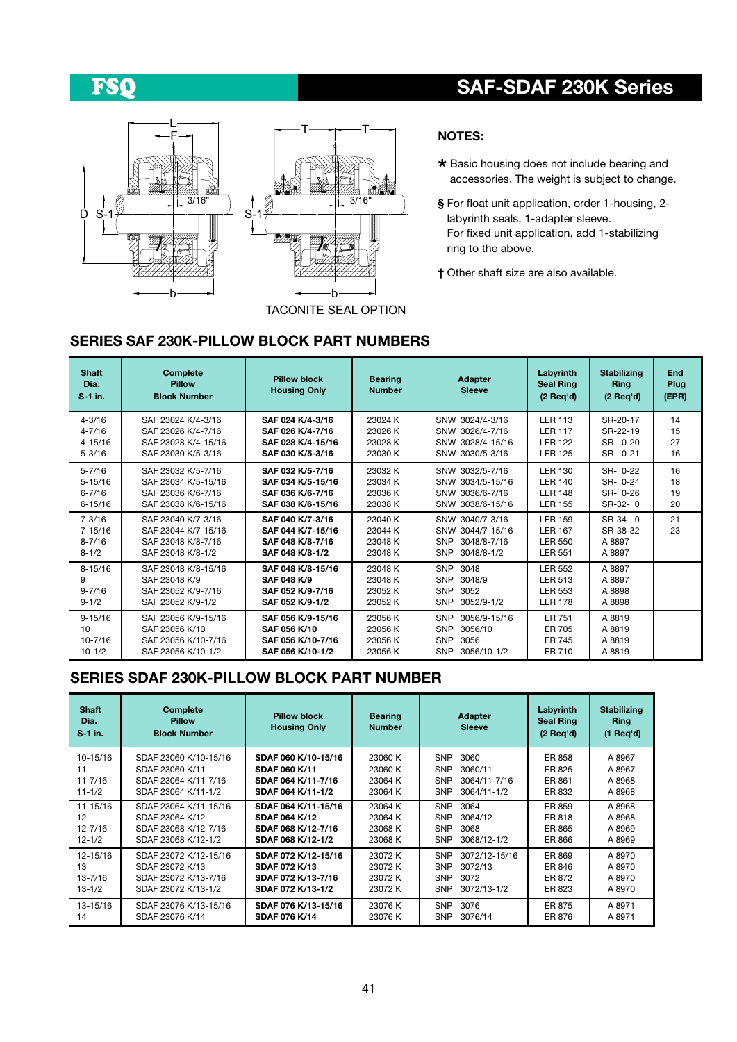FSQ

# SAF-SDAF 230K Series

L
F
D S-1
3/16"
b
T T
S-1
3/16"
b

TACONITE SEAL OPTION

**NOTES:**

* Basic housing does not include bearing and accessories. The weight is subject to change.

§ For float unit application, order 1-housing, 2-labyrinth seals, 1-adapter sleeve.
For fixed unit application, add 1-stabilizing ring to the above.

† Other shaft size are also available.

## SERIES SAF 230K-PILLOW BLOCK PART NUMBERS

| Shaft Dia. S-1 in. | Complete Pillow Block Number | Pillow block Housing Only | Bearing Number | Adapter Sleeve | Labyrinth Seal Ring (2 Req'd) | Stabilizing Ring (2 Req'd) | End Plug (EPR) |
|---|---|---|---|---|---|---|---|
| 4-3/16 | SAF 23024 K/4-3/16 | **SAF 024 K/4-3/16** | 23024 K | SNW 3024/4-3/16 | LER 113 | SR-20-17 | 14 |
| 4-7/16 | SAF 23026 K/4-7/16 | **SAF 026 K/4-7/16** | 23026 K | SNW 3026/4-7/16 | LER 117 | SR-22-19 | 15 |
| 4-15/16 | SAF 23028 K/4-15/16 | **SAF 028 K/4-15/16** | 23028 K | SNW 3028/4-15/16 | LER 122 | SR- 0-20 | 27 |
| 5-3/16 | SAF 23030 K/5-3/16 | **SAF 030 K/5-3/16** | 23030 K | SNW 3030/5-3/16 | LER 125 | SR- 0-21 | 16 |
| 5-7/16 | SAF 23032 K/5-7/16 | **SAF 032 K/5-7/16** | 23032 K | SNW 3032/5-7/16 | LER 130 | SR- 0-22 | 16 |
| 5-15/16 | SAF 23034 K/5-15/16 | **SAF 034 K/5-15/16** | 23034 K | SNW 3034/5-15/16 | LER 140 | SR- 0-24 | 18 |
| 6-7/16 | SAF 23036 K/6-7/16 | **SAF 036 K/6-7/16** | 23036 K | SNW 3036/6-7/16 | LER 148 | SR- 0-26 | 19 |
| 6-15/16 | SAF 23038 K/6-15/16 | **SAF 038 K/6-15/16** | 23038 K | SNW 3038/6-15/16 | LER 155 | SR-32- 0 | 20 |
| 7-3/16 | SAF 23040 K/7-3/16 | **SAF 040 K/7-3/16** | 23040 K | SNW 3040/7-3/16 | LER 159 | SR-34- 0 | 21 |
| 7-15/16 | SAF 23044 K/7-15/16 | **SAF 044 K/7-15/16** | 23044 K | SNW 3044/7-15/16 | LER 167 | SR-38-32 | 23 |
| 8-7/16 | SAF 23048 K/8-7/16 | **SAF 048 K/8-7/16** | 23048 K | SNP 3048/8-7/16 | LER 550 | A 8897 | |
| 8-1/2 | SAF 23048 K/8-1/2 | **SAF 048 K/8-1/2** | 23048 K | SNP 3048/8-1/2 | LER 551 | A 8897 | |
| 8-15/16 | SAF 23048 K/8-15/16 | **SAF 048 K/8-15/16** | 23048 K | SNP 3048 | LER 552 | A 8897 | |
| 9 | SAF 23048 K/9 | **SAF 048 K/9** | 23048 K | SNP 3048/9 | LER 513 | A 8897 | |
| 9-7/16 | SAF 23052 K/9-7/16 | **SAF 052 K/9-7/16** | 23052 K | SNP 3052 | LER 553 | A 8898 | |
| 9-1/2 | SAF 23052 K/9-1/2 | **SAF 052 K/9-1/2** | 23052 K | SNP 3052/9-1/2 | LER 178 | A 8898 | |
| 9-15/16 | SAF 23056 K/9-15/16 | **SAF 056 K/9-15/16** | 23056 K | SNP 3056/9-15/16 | ER 751 | A 8819 | |
| 10 | SAF 23056 K/10 | **SAF 056 K/10** | 23056 K | SNP 3056/10 | ER 705 | A 8819 | |
| 10-7/16 | SAF 23056 K/10-7/16 | **SAF 056 K/10-7/16** | 23056 K | SNP 3056 | ER 745 | A 8819 | |
| 10-1/2 | SAF 23056 K/10-1/2 | **SAF 056 K/10-1/2** | 23056 K | SNP 3056/10-1/2 | ER 710 | A 8819 | |

## SERIES SDAF 230K-PILLOW BLOCK PART NUMBER

| Shaft Dia. S-1 in. | Complete Pillow Block Number | Pillow block Housing Only | Bearing Number | Adapter Sleeve | Labyrinth Seal Ring (2 Req'd) | Stabilizing Ring (1 Req'd) |
|---|---|---|---|---|---|---|
| 10-15/16 | SDAF 23060 K/10-15/16 | **SDAF 060 K/10-15/16** | 23060 K | SNP 3060 | ER 858 | A 8967 |
| 11 | SDAF 23060 K/11 | **SDAF 060 K/11** | 23060 K | SNP 3060/11 | ER 825 | A 8967 |
| 11-7/16 | SDAF 23064 K/11-7/16 | **SDAF 064 K/11-7/16** | 23064 K | SNP 3064/11-7/16 | ER 861 | A 8968 |
| 11-1/2 | SDAF 23064 K/11-1/2 | **SDAF 064 K/11-1/2** | 23064 K | SNP 3064/11-1/2 | ER 832 | A 8968 |
| 11-15/16 | SDAF 23064 K/11-15/16 | **SDAF 064 K/11-15/16** | 23064 K | SNP 3064 | ER 859 | A 8968 |
| 12 | SDAF 23064 K/12 | **SDAF 064 K/12** | 23064 K | SNP 3064/12 | ER 818 | A 8968 |
| 12-7/16 | SDAF 23068 K/12-7/16 | **SDAF 068 K/12-7/16** | 23068 K | SNP 3068 | ER 865 | A 8969 |
| 12-1/2 | SDAF 23068 K/12-1/2 | **SDAF 068 K/12-1/2** | 23068 K | SNP 3068/12-1/2 | ER 866 | A 8969 |
| 12-15/16 | SDAF 23072 K/12-15/16 | **SDAF 072 K/12-15/16** | 23072 K | SNP 3072/12-15/16 | ER 869 | A 8970 |
| 13 | SDAF 23072 K/13 | **SDAF 072 K/13** | 23072 K | SNP 3072/13 | ER 846 | A 8970 |
| 13-7/16 | SDAF 23072 K/13-7/16 | **SDAF 072 K/13-7/16** | 23072 K | SNP 3072 | ER 872 | A 8970 |
| 13-1/2 | SDAF 23072 K/13-1/2 | **SDAF 072 K/13-1/2** | 23072 K | SNP 3072/13-1/2 | ER 823 | A 8970 |
| 13-15/16 | SDAF 23076 K/13-15/16 | **SDAF 076 K/13-15/16** | 23076 K | SNP 3076 | ER 875 | A 8971 |
| 14 | SDAF 23076 K/14 | **SDAF 076 K/14** | 23076 K | SNP 3076/14 | ER 876 | A 8971 |